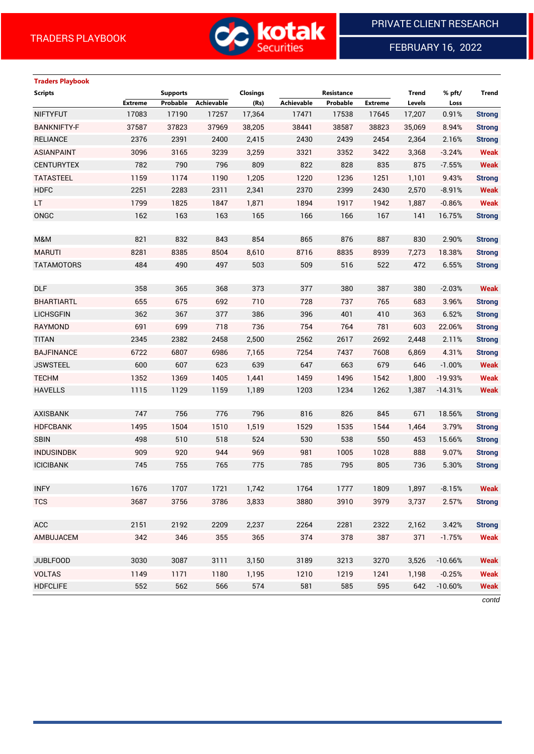TRADERS PLAYBOOK

PRIVATE CLIENT RESEARCH

FEBRUARY 16, 2022

**Traders Playbook**

| Scripts | Supports | | | Closings | Resistance | | | Trend | % pft/ | Trend |
|---|---|---|---|---|---|---|---|---|---|---|
| | Extreme | Probable | Achievable | (Rs) | Achievable | Probable | Extreme | Levels | Loss | |
| NIFTYFUT | 17083 | 17190 | 17257 | 17,364 | 17471 | 17538 | 17645 | 17,207 | 0.91% | Strong |
| BANKNIFTY-F | 37587 | 37823 | 37969 | 38,205 | 38441 | 38587 | 38823 | 35,069 | 8.94% | Strong |
| RELIANCE | 2376 | 2391 | 2400 | 2,415 | 2430 | 2439 | 2454 | 2,364 | 2.16% | Strong |
| ASIANPAINT | 3096 | 3165 | 3239 | 3,259 | 3321 | 3352 | 3422 | 3,368 | -3.24% | Weak |
| CENTURYTEX | 782 | 790 | 796 | 809 | 822 | 828 | 835 | 875 | -7.55% | Weak |
| TATASTEEL | 1159 | 1174 | 1190 | 1,205 | 1220 | 1236 | 1251 | 1,101 | 9.43% | Strong |
| HDFC | 2251 | 2283 | 2311 | 2,341 | 2370 | 2399 | 2430 | 2,570 | -8.91% | Weak |
| LT | 1799 | 1825 | 1847 | 1,871 | 1894 | 1917 | 1942 | 1,887 | -0.86% | Weak |
| ONGC | 162 | 163 | 163 | 165 | 166 | 166 | 167 | 141 | 16.75% | Strong |
| | | | | | | | | | | |
| M&M | 821 | 832 | 843 | 854 | 865 | 876 | 887 | 830 | 2.90% | Strong |
| MARUTI | 8281 | 8385 | 8504 | 8,610 | 8716 | 8835 | 8939 | 7,273 | 18.38% | Strong |
| TATAMOTORS | 484 | 490 | 497 | 503 | 509 | 516 | 522 | 472 | 6.55% | Strong |
| | | | | | | | | | | |
| DLF | 358 | 365 | 368 | 373 | 377 | 380 | 387 | 380 | -2.03% | Weak |
| BHARTIARTL | 655 | 675 | 692 | 710 | 728 | 737 | 765 | 683 | 3.96% | Strong |
| LICHSGFIN | 362 | 367 | 377 | 386 | 396 | 401 | 410 | 363 | 6.52% | Strong |
| RAYMOND | 691 | 699 | 718 | 736 | 754 | 764 | 781 | 603 | 22.06% | Strong |
| TITAN | 2345 | 2382 | 2458 | 2,500 | 2562 | 2617 | 2692 | 2,448 | 2.11% | Strong |
| BAJFINANCE | 6722 | 6807 | 6986 | 7,165 | 7254 | 7437 | 7608 | 6,869 | 4.31% | Strong |
| JSWSTEEL | 600 | 607 | 623 | 639 | 647 | 663 | 679 | 646 | -1.00% | Weak |
| TECHM | 1352 | 1369 | 1405 | 1,441 | 1459 | 1496 | 1542 | 1,800 | -19.93% | Weak |
| HAVELLS | 1115 | 1129 | 1159 | 1,189 | 1203 | 1234 | 1262 | 1,387 | -14.31% | Weak |
| | | | | | | | | | | |
| AXISBANK | 747 | 756 | 776 | 796 | 816 | 826 | 845 | 671 | 18.56% | Strong |
| HDFCBANK | 1495 | 1504 | 1510 | 1,519 | 1529 | 1535 | 1544 | 1,464 | 3.79% | Strong |
| SBIN | 498 | 510 | 518 | 524 | 530 | 538 | 550 | 453 | 15.66% | Strong |
| INDUSINDBK | 909 | 920 | 944 | 969 | 981 | 1005 | 1028 | 888 | 9.07% | Strong |
| ICICIBANK | 745 | 755 | 765 | 775 | 785 | 795 | 805 | 736 | 5.30% | Strong |
| | | | | | | | | | | |
| INFY | 1676 | 1707 | 1721 | 1,742 | 1764 | 1777 | 1809 | 1,897 | -8.15% | Weak |
| TCS | 3687 | 3756 | 3786 | 3,833 | 3880 | 3910 | 3979 | 3,737 | 2.57% | Strong |
| | | | | | | | | | | |
| ACC | 2151 | 2192 | 2209 | 2,237 | 2264 | 2281 | 2322 | 2,162 | 3.42% | Strong |
| AMBUJACEM | 342 | 346 | 355 | 365 | 374 | 378 | 387 | 371 | -1.75% | Weak |
| | | | | | | | | | | |
| JUBLFOOD | 3030 | 3087 | 3111 | 3,150 | 3189 | 3213 | 3270 | 3,526 | -10.66% | Weak |
| VOLTAS | 1149 | 1171 | 1180 | 1,195 | 1210 | 1219 | 1241 | 1,198 | -0.25% | Weak |
| HDFCLIFE | 552 | 562 | 566 | 574 | 581 | 585 | 595 | 642 | -10.60% | Weak |

*contd*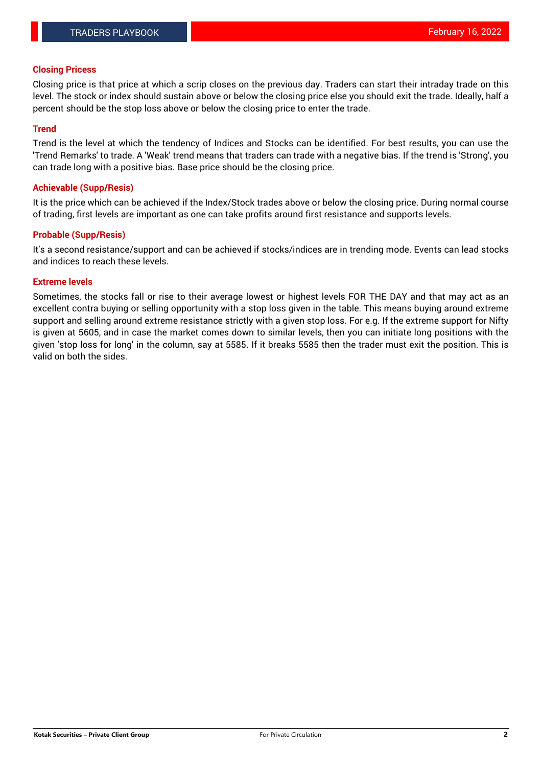## Closing Pricess

Closing price is that price at which a scrip closes on the previous day. Traders can start their intraday trade on this level. The stock or index should sustain above or below the closing price else you should exit the trade. Ideally, half a percent should be the stop loss above or below the closing price to enter the trade.

## Trend

Trend is the level at which the tendency of Indices and Stocks can be identified. For best results, you can use the 'Trend Remarks' to trade. A 'Weak' trend means that traders can trade with a negative bias. If the trend is 'Strong', you can trade long with a positive bias. Base price should be the closing price.

## Achievable (Supp/Resis)

It is the price which can be achieved if the Index/Stock trades above or below the closing price. During normal course of trading, first levels are important as one can take profits around first resistance and supports levels.

## Probable (Supp/Resis)

It's a second resistance/support and can be achieved if stocks/indices are in trending mode. Events can lead stocks and indices to reach these levels.

## Extreme levels

Sometimes, the stocks fall or rise to their average lowest or highest levels FOR THE DAY and that may act as an excellent contra buying or selling opportunity with a stop loss given in the table. This means buying around extreme support and selling around extreme resistance strictly with a given stop loss. For e.g. If the extreme support for Nifty is given at 5605, and in case the market comes down to similar levels, then you can initiate long positions with the given 'stop loss for long' in the column, say at 5585. If it breaks 5585 then the trader must exit the position. This is valid on both the sides.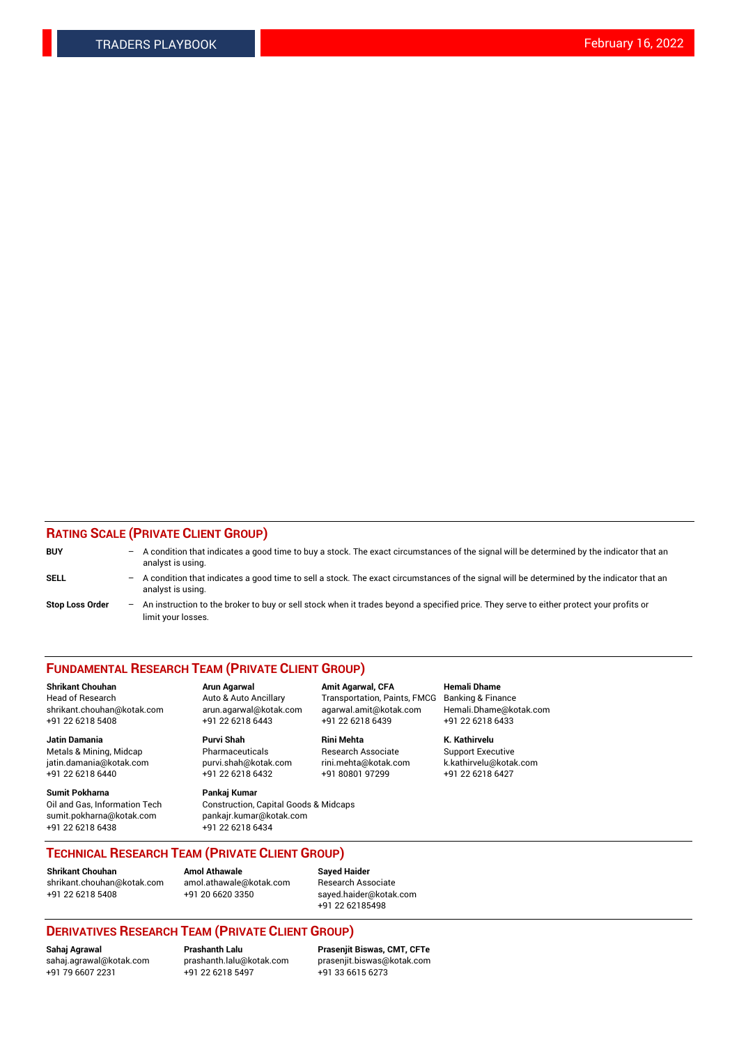## RATING SCALE (PRIVATE CLIENT GROUP)

**BUY** – A condition that indicates a good time to buy a stock. The exact circumstances of the signal will be determined by the indicator that an analyst is using.

**SELL** – A condition that indicates a good time to sell a stock. The exact circumstances of the signal will be determined by the indicator that an analyst is using.

**Stop Loss Order** – An instruction to the broker to buy or sell stock when it trades beyond a specified price. They serve to either protect your profits or limit your losses.

## FUNDAMENTAL RESEARCH TEAM (PRIVATE CLIENT GROUP)

**Shrikant Chouhan**
Head of Research
shrikant.chouhan@kotak.com
+91 22 6218 5408

**Arun Agarwal**
Auto & Auto Ancillary
arun.agarwal@kotak.com
+91 22 6218 6443

**Amit Agarwal, CFA**
Transportation, Paints, FMCG
agarwal.amit@kotak.com
+91 22 6218 6439

**Hemali Dhame**
Banking & Finance
Hemali.Dhame@kotak.com
+91 22 6218 6433

**Jatin Damania**
Metals & Mining, Midcap
jatin.damania@kotak.com
+91 22 6218 6440

**Purvi Shah**
Pharmaceuticals
purvi.shah@kotak.com
+91 22 6218 6432

**Rini Mehta**
Research Associate
rini.mehta@kotak.com
+91 80801 97299

**K. Kathirvelu**
Support Executive
k.kathirvelu@kotak.com
+91 22 6218 6427

**Sumit Pokharna**
Oil and Gas, Information Tech
sumit.pokharna@kotak.com
+91 22 6218 6438

**Pankaj Kumar**
Construction, Capital Goods & Midcaps
pankajr.kumar@kotak.com
+91 22 6218 6434

## TECHNICAL RESEARCH TEAM (PRIVATE CLIENT GROUP)

**Shrikant Chouhan**
shrikant.chouhan@kotak.com
+91 22 6218 5408

**Amol Athawale**
amol.athawale@kotak.com
+91 20 6620 3350

**Sayed Haider**
Research Associate
sayed.haider@kotak.com
+91 22 62185498

## DERIVATIVES RESEARCH TEAM (PRIVATE CLIENT GROUP)

**Sahaj Agrawal**
sahaj.agrawal@kotak.com
+91 79 6607 2231

**Prashanth Lalu**
prashanth.lalu@kotak.com
+91 22 6218 5497

**Prasenjit Biswas, CMT, CFTe**
prasenjit.biswas@kotak.com
+91 33 6615 6273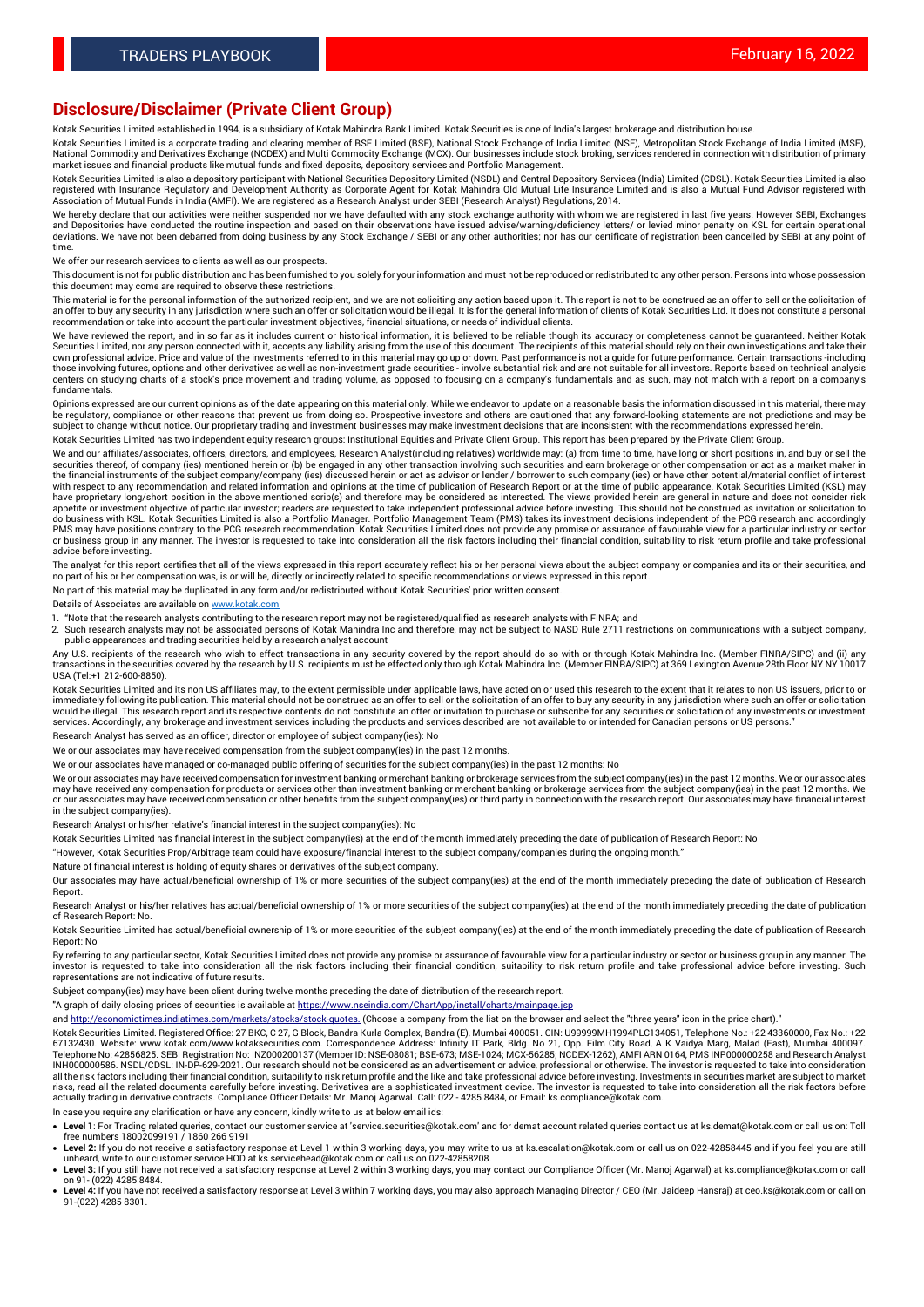# Disclosure/Disclaimer (Private Client Group)

Kotak Securities Limited established in 1994, is a subsidiary of Kotak Mahindra Bank Limited. Kotak Securities is one of India's largest brokerage and distribution house.

Kotak Securities Limited is a corporate trading and clearing member of BSE Limited (BSE), National Stock Exchange of India Limited (NSE), Metropolitan Stock Exchange of India Limited (MSE), National Commodity and Derivatives Exchange (NCDEX) and Multi Commodity Exchange (MCX). Our businesses include stock broking, services rendered in connection with distribution of primary market issues and financial products like mutual funds and fixed deposits, depository services and Portfolio Management.

Kotak Securities Limited is also a depository participant with National Securities Depository Limited (NSDL) and Central Depository Services (India) Limited (CDSL). Kotak Securities Limited is also registered with Insurance Regulatory and Development Authority as Corporate Agent for Kotak Mahindra Old Mutual Life Insurance Limited and is also a Mutual Fund Advisor registered with Association of Mutual Funds in India (AMFI). We are registered as a Research Analyst under SEBI (Research Analyst) Regulations, 2014.

We hereby declare that our activities were neither suspended nor we have defaulted with any stock exchange authority with whom we are registered in last five years. However SEBI, Exchanges and Depositories have conducted the routine inspection and based on their observations have issued advise/warning/deficiency letters/ or levied minor penalty on KSL for certain operational deviations. We have not been debarred from doing business by any Stock Exchange / SEBI or any other authorities; nor has our certificate of registration been cancelled by SEBI at any point of time.

We offer our research services to clients as well as our prospects.

This document is not for public distribution and has been furnished to you solely for your information and must not be reproduced or redistributed to any other person. Persons into whose possession this document may come are required to observe these restrictions.

This material is for the personal information of the authorized recipient, and we are not soliciting any action based upon it. This report is not to be construed as an offer to sell or the solicitation of an offer to buy any security in any jurisdiction where such an offer or solicitation would be illegal. It is for the general information of clients of Kotak Securities Ltd. It does not constitute a personal recommendation or take into account the particular investment objectives, financial situations, or needs of individual clients.

We have reviewed the report, and in so far as it includes current or historical information, it is believed to be reliable though its accuracy or completeness cannot be guaranteed. Neither Kotak Securities Limited, nor any person connected with it, accepts any liability arising from the use of this document. The recipients of this material should rely on their own investigations and take their own professional advice. Price and value of the investments referred to in this material may go up or down. Past performance is not a guide for future performance. Certain transactions -including those involving futures, options and other derivatives as well as non-investment grade securities - involve substantial risk and are not suitable for all investors. Reports based on technical analysis centers on studying charts of a stock's price movement and trading volume, as opposed to focusing on a company's fundamentals and as such, may not match with a report on a company's fundamentals.

Opinions expressed are our current opinions as of the date appearing on this material only. While we endeavor to update on a reasonable basis the information discussed in this material, there may be regulatory, compliance or other reasons that prevent us from doing so. Prospective investors and others are cautioned that any forward-looking statements are not predictions and may be subject to change without notice. Our proprietary trading and investment businesses may make investment decisions that are inconsistent with the recommendations expressed herein.

Kotak Securities Limited has two independent equity research groups: Institutional Equities and Private Client Group. This report has been prepared by the Private Client Group.

We and our affiliates/associates, officers, directors, and employees, Research Analyst(including relatives) worldwide may: (a) from time to time, have long or short positions in, and buy or sell the securities thereof, of company (ies) mentioned herein or (b) be engaged in any other transaction involving such securities and earn brokerage or other compensation or act as a market maker in the financial instruments of the subject company/company (ies) discussed herein or act as advisor or lender / borrower to such company (ies) or have other potential/material conflict of interest with respect to any recommendation and related information and opinions at the time of publication of Research Report or at the time of public appearance. Kotak Securities Limited (KSL) may have proprietary long/short position in the above mentioned scrip(s) and therefore may be considered as interested. The views provided herein are general in nature and does not consider risk appetite or investment objective of particular investor; readers are requested to take independent professional advice before investing. This should not be construed as invitation or solicitation to do business with KSL. Kotak Securities Limited is also a Portfolio Manager. Portfolio Management Team (PMS) takes its investment decisions independent of the PCG research and accordingly PMS may have positions contrary to the PCG research recommendation. Kotak Securities Limited does not provide any promise or assurance of favourable view for a particular industry or sector or business group in any manner. The investor is requested to take into consideration all the risk factors including their financial condition, suitability to risk return profile and take professional advice before investing.

The analyst for this report certifies that all of the views expressed in this report accurately reflect his or her personal views about the subject company or companies and its or their securities, and no part of his or her compensation was, is or will be, directly or indirectly related to specific recommendations or views expressed in this report.

No part of this material may be duplicated in any form and/or redistributed without Kotak Securities' prior written consent.

Details of Associates are available on www.kotak.com

1. "Note that the research analysts contributing to the research report may not be registered/qualified as research analysts with FINRA; and
2. Such research analysts may not be associated persons of Kotak Mahindra Inc and therefore, may not be subject to NASD Rule 2711 restrictions on communications with a subject company, public appearances and trading securities held by a research analyst account

Any U.S. recipients of the research who wish to effect transactions in any security covered by the report should do so with or through Kotak Mahindra Inc. (Member FINRA/SIPC) and (ii) any transactions in the securities covered by the research by U.S. recipients must be effected only through Kotak Mahindra Inc. (Member FINRA/SIPC) at 369 Lexington Avenue 28th Floor NY NY 10017 USA (Tel:+1 212-600-8850).

Kotak Securities Limited and its non US affiliates may, to the extent permissible under applicable laws, have acted on or used this research to the extent that it relates to non US issuers, prior to or immediately following its publication. This material should not be construed as an offer to sell or the solicitation of an offer to buy any security in any jurisdiction where such an offer or solicitation would be illegal. This research report and its respective contents do not constitute an offer or invitation to purchase or subscribe for any securities or solicitation of any investments or investment services. Accordingly, any brokerage and investment services including the products and services described are not available to or intended for Canadian persons or US persons."

Research Analyst has served as an officer, director or employee of subject company(ies): No

We or our associates may have received compensation from the subject company(ies) in the past 12 months.

We or our associates have managed or co-managed public offering of securities for the subject company(ies) in the past 12 months: No

We or our associates may have received compensation for investment banking or merchant banking or brokerage services from the subject company(ies) in the past 12 months. We or our associates may have received any compensation for products or services other than investment banking or merchant banking or brokerage services from the subject company(ies) in the past 12 months. We or our associates may have received compensation or other benefits from the subject company(ies) or third party in connection with the research report. Our associates may have financial interest in the subject company(ies).

Research Analyst or his/her relative's financial interest in the subject company(ies): No

Kotak Securities Limited has financial interest in the subject company(ies) at the end of the month immediately preceding the date of publication of Research Report: No

"However, Kotak Securities Prop/Arbitrage team could have exposure/financial interest to the subject company/companies during the ongoing month."

Nature of financial interest is holding of equity shares or derivatives of the subject company.

Our associates may have actual/beneficial ownership of 1% or more securities of the subject company(ies) at the end of the month immediately preceding the date of publication of Research Report.

Research Analyst or his/her relatives has actual/beneficial ownership of 1% or more securities of the subject company(ies) at the end of the month immediately preceding the date of publication of Research Report: No.

Kotak Securities Limited has actual/beneficial ownership of 1% or more securities of the subject company(ies) at the end of the month immediately preceding the date of publication of Research Report: No

By referring to any particular sector, Kotak Securities Limited does not provide any promise or assurance of favourable view for a particular industry or sector or business group in any manner. The investor is requested to take into consideration all the risk factors including their financial condition, suitability to risk return profile and take professional advice before investing. Such representations are not indicative of future results.

Subject company(ies) may have been client during twelve months preceding the date of distribution of the research report.

"A graph of daily closing prices of securities is available at https://www.nseindia.com/ChartApp/install/charts/mainpage.jsp

and http://economictimes.indiatimes.com/markets/stocks/stock-quotes. (Choose a company from the list on the browser and select the "three years" icon in the price chart)."

Kotak Securities Limited. Registered Office: 27 BKC, C 27, G Block, Bandra Kurla Complex, Bandra (E), Mumbai 400051. CIN: U99999MH1994PLC134051, Telephone No.: +22 43360000, Fax No.: +22 67132430. Website: www.kotak.com/www.kotaksecurities.com. Correspondence Address: Infinity IT Park, Bldg. No 21, Opp. Film City Road, A K Vaidya Marg, Malad (East), Mumbai 400097. Telephone No: 42856825. SEBI Registration No: INZ000200137 (Member ID: NSE-08081; BSE-673; MSE-1024; MCX-56285; NCDEX-1262), AMFI ARN 0164, PMS INP000000258 and Research Analyst INH000000586. NSDL/CDSL: IN-DP-629-2021. Our research should not be considered as an advertisement or advice, professional or otherwise. The investor is requested to take into consideration all the risk factors including their financial condition, suitability to risk return profile and the like and take professional advice before investing. Investments in securities market are subject to market risks, read all the related documents carefully before investing. Derivatives are a sophisticated investment device. The investor is requested to take into consideration all the risk factors before actually trading in derivative contracts. Compliance Officer Details: Mr. Manoj Agarwal. Call: 022 - 4285 8484, or Email: ks.compliance@kotak.com.

In case you require any clarification or have any concern, kindly write to us at below email ids:

- **Level 1**: For Trading related queries, contact our customer service at 'service.securities@kotak.com' and for demat account related queries contact us at ks.demat@kotak.com or call us on: Toll free numbers 18002099191 / 1860 266 9191
- **Level 2:** If you do not receive a satisfactory response at Level 1 within 3 working days, you may write to us at ks.escalation@kotak.com or call us on 022-42858445 and if you feel you are still unheard, write to our customer service HOD at ks.servicehead@kotak.com or call us on 022-42858208.
- **Level 3:** If you still have not received a satisfactory response at Level 2 within 3 working days, you may contact our Compliance Officer (Mr. Manoj Agarwal) at ks.compliance@kotak.com or call on 91- (022) 4285 8484.
- **Level 4:** If you have not received a satisfactory response at Level 3 within 7 working days, you may also approach Managing Director / CEO (Mr. Jaideep Hansraj) at ceo.ks@kotak.com or call on 91-(022) 4285 8301.